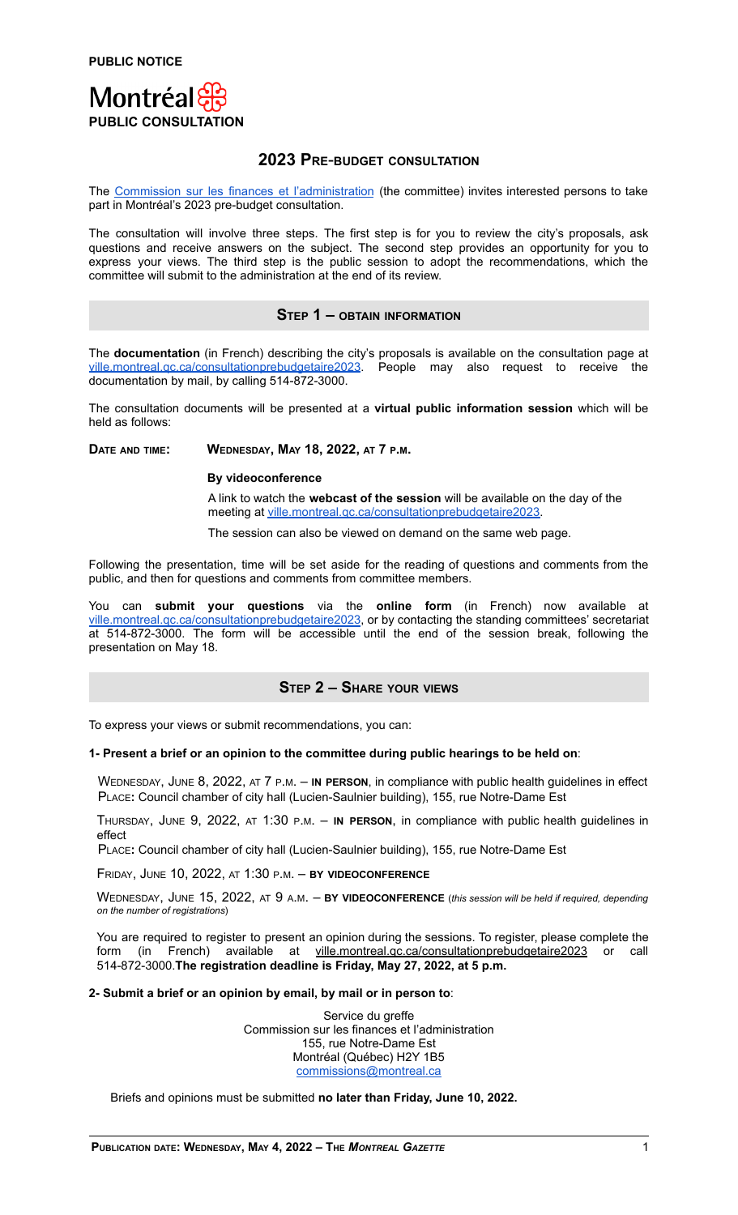**PUBLIC NOTICE**

Montréal

**PUBLIC CONSULTATION**

# 2023 Pre-budget consultation

The Commission sur les finances et l'administration (the committee) invites interested persons to take part in Montréal's 2023 pre-budget consultation.

The consultation will involve three steps. The first step is for you to review the city's proposals, ask questions and receive answers on the subject. The second step provides an opportunity for you to express your views. The third step is the public session to adopt the recommendations, which the committee will submit to the administration at the end of its review.

## Step 1 – obtain information

The **documentation** (in French) describing the city's proposals is available on the consultation page at ville.montreal.qc.ca/consultationprebudgetaire2023. People may also request to receive the documentation by mail, by calling 514-872-3000.

The consultation documents will be presented at a **virtual public information session** which will be held as follows:

**Date and time:** **Wednesday, May 18, 2022, at 7 p.m.**

**By videoconference**

A link to watch the **webcast of the session** will be available on the day of the meeting at ville.montreal.qc.ca/consultationprebudgetaire2023.

The session can also be viewed on demand on the same web page.

Following the presentation, time will be set aside for the reading of questions and comments from the public, and then for questions and comments from committee members.

You can **submit your questions** via the **online form** (in French) now available at ville.montreal.qc.ca/consultationprebudgetaire2023, or by contacting the standing committees' secretariat at 514-872-3000. The form will be accessible until the end of the session break, following the presentation on May 18.

## Step 2 – Share your views

To express your views or submit recommendations, you can:

**1- Present a brief or an opinion to the committee during public hearings to be held on**:

Wednesday, June 8, 2022, at 7 p.m. – **in person**, in compliance with public health guidelines in effect
Place**:** Council chamber of city hall (Lucien-Saulnier building), 155, rue Notre-Dame Est

Thursday, June 9, 2022, at 1:30 p.m. – **in person**, in compliance with public health guidelines in effect
Place**:** Council chamber of city hall (Lucien-Saulnier building), 155, rue Notre-Dame Est

Friday, June 10, 2022, at 1:30 p.m. – **by videoconference**

Wednesday, June 15, 2022, at 9 a.m. – **by videoconference** (*this session will be held if required, depending on the number of registrations*)

You are required to register to present an opinion during the sessions. To register, please complete the form (in French) available at ville.montreal.qc.ca/consultationprebudgetaire2023 or call 514-872-3000.**The registration deadline is Friday, May 27, 2022, at 5 p.m.**

**2- Submit a brief or an opinion by email, by mail or in person to**:

Service du greffe
Commission sur les finances et l'administration
155, rue Notre-Dame Est
Montréal (Québec) H2Y 1B5
commissions@montreal.ca

Briefs and opinions must be submitted **no later than Friday, June 10, 2022.**

**Publication date: Wednesday, May 4, 2022 – The *Montreal Gazette***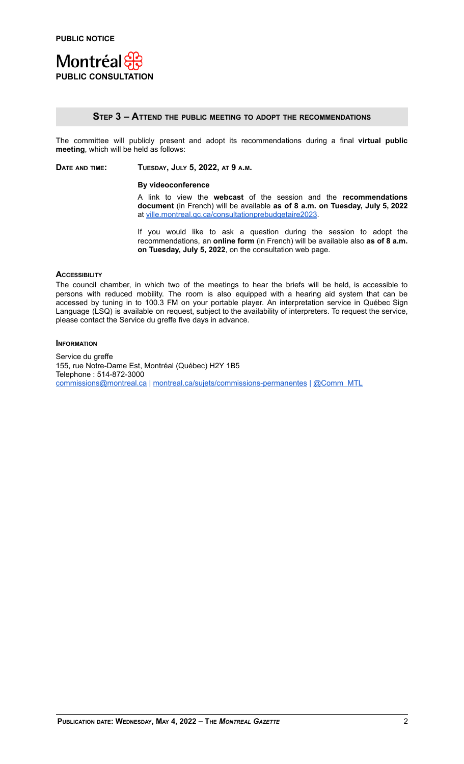**PUBLIC NOTICE**

# Montréal

**PUBLIC CONSULTATION**

## STEP 3 – ATTEND THE PUBLIC MEETING TO ADOPT THE RECOMMENDATIONS

The committee will publicly present and adopt its recommendations during a final **virtual public meeting**, which will be held as follows:

**DATE AND TIME:** **TUESDAY, JULY 5, 2022, AT 9 A.M.**

**By videoconference**

A link to view the **webcast** of the session and the **recommendations document** (in French) will be available **as of 8 a.m. on Tuesday, July 5, 2022** at ville.montreal.qc.ca/consultationprebudgetaire2023.

If you would like to ask a question during the session to adopt the recommendations, an **online form** (in French) will be available also **as of 8 a.m. on Tuesday, July 5, 2022**, on the consultation web page.

### ACCESSIBILITY

The council chamber, in which two of the meetings to hear the briefs will be held, is accessible to persons with reduced mobility. The room is also equipped with a hearing aid system that can be accessed by tuning in to 100.3 FM on your portable player. An interpretation service in Québec Sign Language (LSQ) is available on request, subject to the availability of interpreters. To request the service, please contact the Service du greffe five days in advance.

### INFORMATION

Service du greffe
155, rue Notre-Dame Est, Montréal (Québec) H2Y 1B5
Telephone : 514-872-3000
commissions@montreal.ca | montreal.ca/sujets/commissions-permanentes | @Comm_MTL

**PUBLICATION DATE: WEDNESDAY, MAY 4, 2022 – THE *MONTREAL GAZETTE***